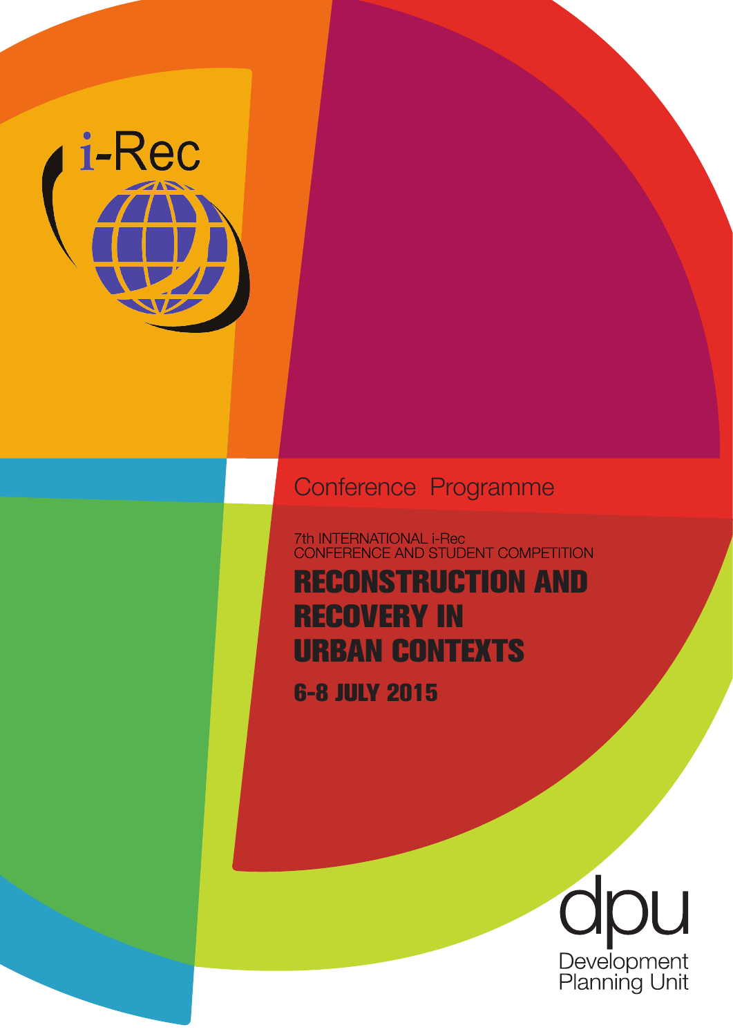i-Rec

Conference Programme

7th INTERNATIONAL i-Rec
CONFERENCE AND STUDENT COMPETITION

# RECONSTRUCTION AND RECOVERY IN URBAN CONTEXTS

## 6-8 JULY 2015

dpu
Development
Planning Unit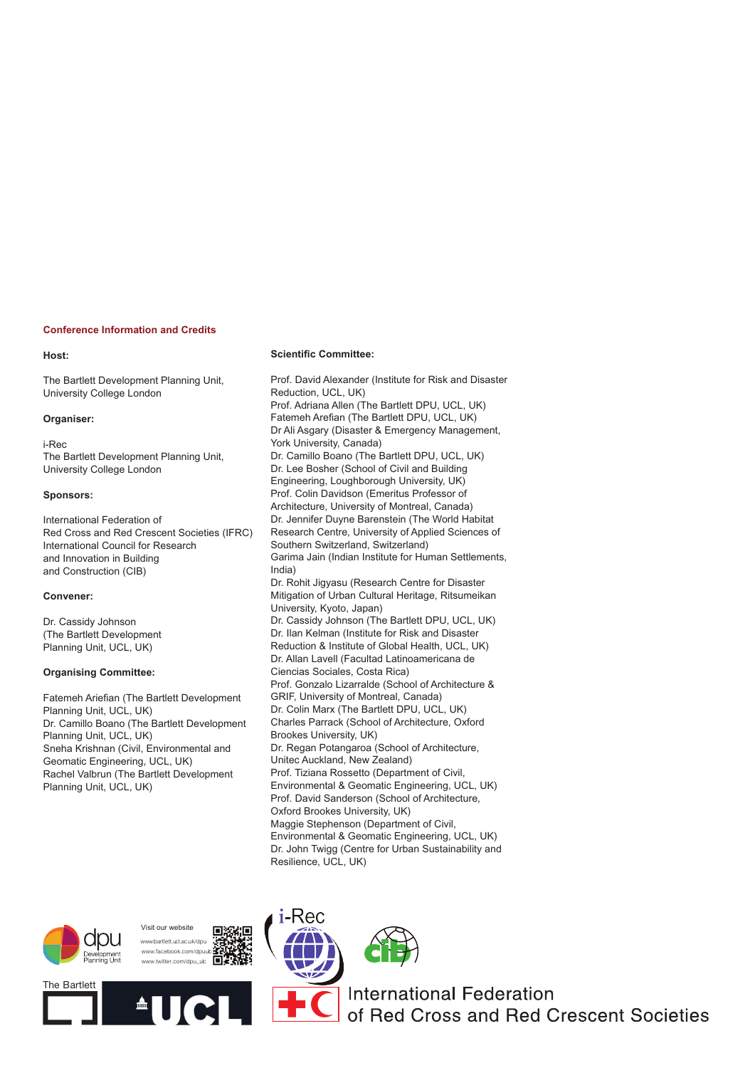## Conference Information and Credits

**Host:**

The Bartlett Development Planning Unit, University College London

**Organiser:**

i-Rec
The Bartlett Development Planning Unit, University College London

**Sponsors:**

International Federation of Red Cross and Red Crescent Societies (IFRC)
International Council for Research and Innovation in Building and Construction (CIB)

**Convener:**

Dr. Cassidy Johnson (The Bartlett Development Planning Unit, UCL, UK)

**Organising Committee:**

Fatemeh Ariefian (The Bartlett Development Planning Unit, UCL, UK)
Dr. Camillo Boano (The Bartlett Development Planning Unit, UCL, UK)
Sneha Krishnan (Civil, Environmental and Geomatic Engineering, UCL, UK)
Rachel Valbrun (The Bartlett Development Planning Unit, UCL, UK)

**Scientific Committee:**

Prof. David Alexander (Institute for Risk and Disaster Reduction, UCL, UK)
Prof. Adriana Allen (The Bartlett DPU, UCL, UK)
Fatemeh Arefian (The Bartlett DPU, UCL, UK)
Dr Ali Asgary (Disaster & Emergency Management, York University, Canada)
Dr. Camillo Boano (The Bartlett DPU, UCL, UK)
Dr. Lee Bosher (School of Civil and Building Engineering, Loughborough University, UK)
Prof. Colin Davidson (Emeritus Professor of Architecture, University of Montreal, Canada)
Dr. Jennifer Duyne Barenstein (The World Habitat Research Centre, University of Applied Sciences of Southern Switzerland, Switzerland)
Garima Jain (Indian Institute for Human Settlements, India)
Dr. Rohit Jigyasu (Research Centre for Disaster Mitigation of Urban Cultural Heritage, Ritsumeikan University, Kyoto, Japan)
Dr. Cassidy Johnson (The Bartlett DPU, UCL, UK)
Dr. Ilan Kelman (Institute for Risk and Disaster Reduction & Institute of Global Health, UCL, UK)
Dr. Allan Lavell (Facultad Latinoamericana de Ciencias Sociales, Costa Rica)
Prof. Gonzalo Lizarralde (School of Architecture & GRIF, University of Montreal, Canada)
Dr. Colin Marx (The Bartlett DPU, UCL, UK)
Charles Parrack (School of Architecture, Oxford Brookes University, UK)
Dr. Regan Potangaroa (School of Architecture, Unitec Auckland, New Zealand)
Prof. Tiziana Rossetto (Department of Civil, Environmental & Geomatic Engineering, UCL, UK)
Prof. David Sanderson (School of Architecture, Oxford Brookes University, UK)
Maggie Stephenson (Department of Civil, Environmental & Geomatic Engineering, UCL, UK)
Dr. John Twigg (Centre for Urban Sustainability and Resilience, UCL, UK)

dpu Development Planning Unit

Visit our website
www.bartlett.ucl.ac.uk/dpu
www.facebook.com/dpuucl
www.twitter.com/dpu_ucl

The Bartlett UCL

i-Rec

cib

International Federation of Red Cross and Red Crescent Societies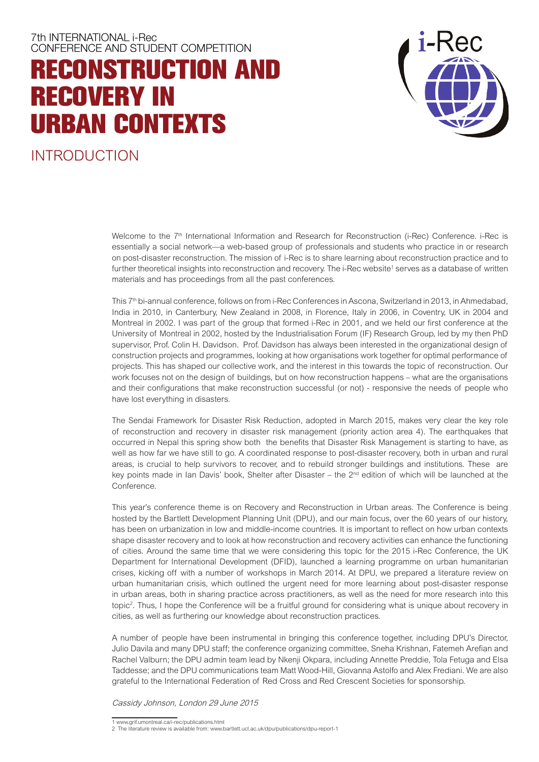7th INTERNATIONAL i-Rec
CONFERENCE AND STUDENT COMPETITION

# RECONSTRUCTION AND RECOVERY IN URBAN CONTEXTS

## INTRODUCTION

Welcome to the 7th International Information and Research for Reconstruction (i-Rec) Conference. i-Rec is essentially a social network—a web-based group of professionals and students who practice in or research on post-disaster reconstruction. The mission of i-Rec is to share learning about reconstruction practice and to further theoretical insights into reconstruction and recovery. The i-Rec website[1] serves as a database of written materials and has proceedings from all the past conferences.

This 7th bi-annual conference, follows on from i-Rec Conferences in Ascona, Switzerland in 2013, in Ahmedabad, India in 2010, in Canterbury, New Zealand in 2008, in Florence, Italy in 2006, in Coventry, UK in 2004 and Montreal in 2002. I was part of the group that formed i-Rec in 2001, and we held our first conference at the University of Montreal in 2002, hosted by the Industrialisation Forum (IF) Research Group, led by my then PhD supervisor, Prof. Colin H. Davidson. Prof. Davidson has always been interested in the organizational design of construction projects and programmes, looking at how organisations work together for optimal performance of projects. This has shaped our collective work, and the interest in this towards the topic of reconstruction. Our work focuses not on the design of buildings, but on how reconstruction happens – what are the organisations and their configurations that make reconstruction successful (or not) - responsive the needs of people who have lost everything in disasters.

The Sendai Framework for Disaster Risk Reduction, adopted in March 2015, makes very clear the key role of reconstruction and recovery in disaster risk management (priority action area 4). The earthquakes that occurred in Nepal this spring show both the benefits that Disaster Risk Management is starting to have, as well as how far we have still to go. A coordinated response to post-disaster recovery, both in urban and rural areas, is crucial to help survivors to recover, and to rebuild stronger buildings and institutions. These are key points made in Ian Davis' book, Shelter after Disaster – the 2nd edition of which will be launched at the Conference.

This year's conference theme is on Recovery and Reconstruction in Urban areas. The Conference is being hosted by the Bartlett Development Planning Unit (DPU), and our main focus, over the 60 years of our history, has been on urbanization in low and middle-income countries. It is important to reflect on how urban contexts shape disaster recovery and to look at how reconstruction and recovery activities can enhance the functioning of cities. Around the same time that we were considering this topic for the 2015 i-Rec Conference, the UK Department for International Development (DFID), launched a learning programme on urban humanitarian crises, kicking off with a number of workshops in March 2014. At DPU, we prepared a literature review on urban humanitarian crisis, which outlined the urgent need for more learning about post-disaster response in urban areas, both in sharing practice across practitioners, as well as the need for more research into this topic[2]. Thus, I hope the Conference will be a fruitful ground for considering what is unique about recovery in cities, as well as furthering our knowledge about reconstruction practices.

A number of people have been instrumental in bringing this conference together, including DPU's Director, Julio Davila and many DPU staff; the conference organizing committee, Sneha Krishnan, Fatemeh Arefian and Rachel Valburn; the DPU admin team lead by Nkenji Okpara, including Annette Preddie, Tola Fetuga and Elsa Taddesse; and the DPU communications team Matt Wood-Hill, Giovanna Astolfo and Alex Frediani. We are also grateful to the International Federation of Red Cross and Red Crescent Societies for sponsorship.

*Cassidy Johnson, London 29 June 2015*

---

1 www.grif.umontreal.ca/i-rec/publications.html

2 The literature review is available from: www.bartlett.ucl.ac.uk/dpu/publications/dpu-report-1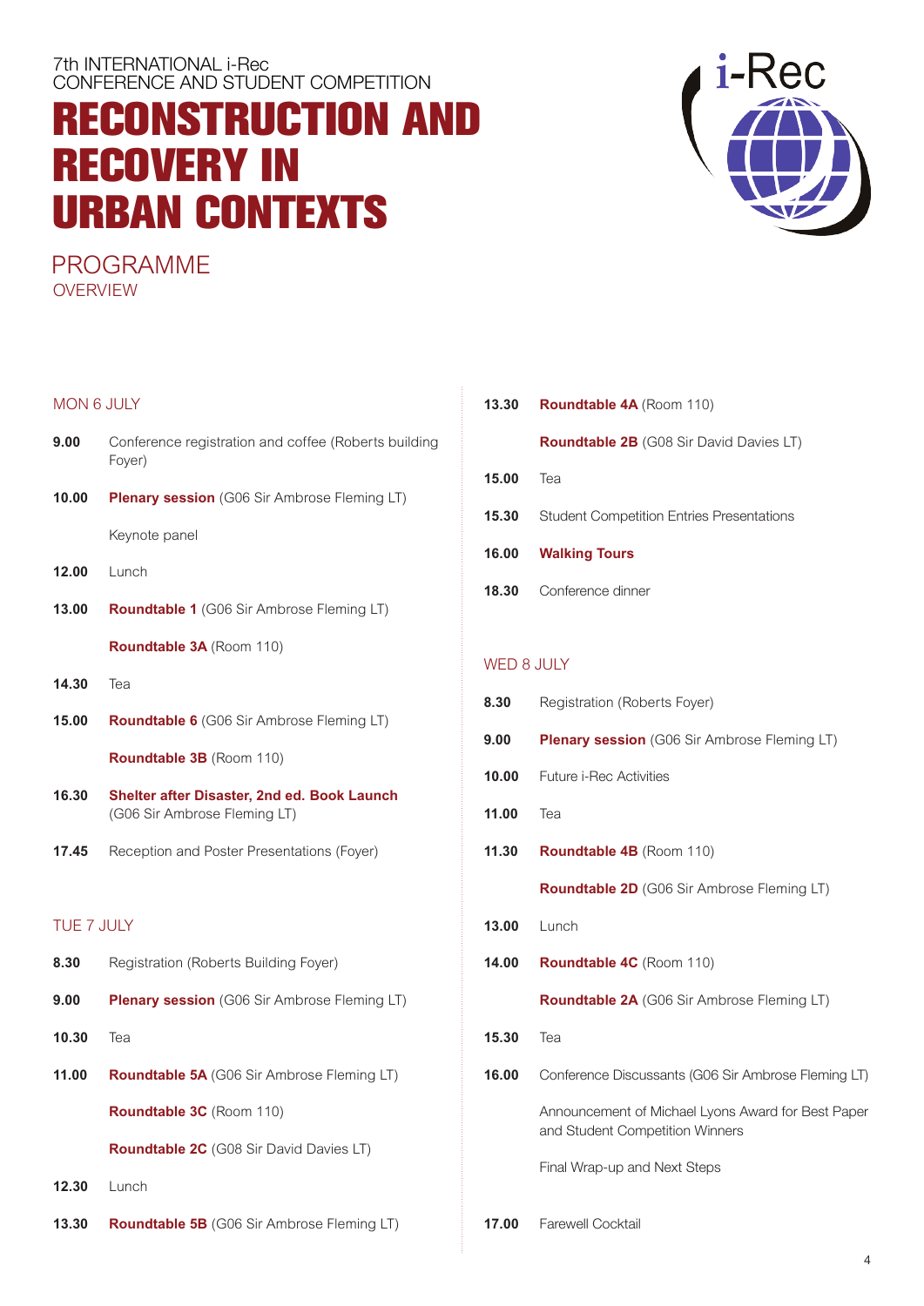7th INTERNATIONAL i-Rec
CONFERENCE AND STUDENT COMPETITION

# RECONSTRUCTION AND RECOVERY IN URBAN CONTEXTS

## PROGRAMME
### OVERVIEW

### MON 6 JULY

**9.00** Conference registration and coffee (Roberts building Foyer)

**10.00** **Plenary session** (G06 Sir Ambrose Fleming LT)

Keynote panel

**12.00** Lunch

**13.00** **Roundtable 1** (G06 Sir Ambrose Fleming LT)

**Roundtable 3A** (Room 110)

**14.30** Tea

**15.00** **Roundtable 6** (G06 Sir Ambrose Fleming LT)

**Roundtable 3B** (Room 110)

**16.30** **Shelter after Disaster, 2nd ed. Book Launch** (G06 Sir Ambrose Fleming LT)

**17.45** Reception and Poster Presentations (Foyer)

### TUE 7 JULY

**8.30** Registration (Roberts Building Foyer)

**9.00** **Plenary session** (G06 Sir Ambrose Fleming LT)

**10.30** Tea

**11.00** **Roundtable 5A** (G06 Sir Ambrose Fleming LT)

**Roundtable 3C** (Room 110)

**Roundtable 2C** (G08 Sir David Davies LT)

**12.30** Lunch

**13.30** **Roundtable 5B** (G06 Sir Ambrose Fleming LT)

**13.30** **Roundtable 4A** (Room 110)

**Roundtable 2B** (G08 Sir David Davies LT)

**15.00** Tea

**15.30** Student Competition Entries Presentations

**16.00** **Walking Tours**

**18.30** Conference dinner

### WED 8 JULY

**8.30** Registration (Roberts Foyer)

**9.00** **Plenary session** (G06 Sir Ambrose Fleming LT)

**10.00** Future i-Rec Activities

**11.00** Tea

**11.30** **Roundtable 4B** (Room 110)

**Roundtable 2D** (G06 Sir Ambrose Fleming LT)

**13.00** Lunch

**14.00** **Roundtable 4C** (Room 110)

**Roundtable 2A** (G06 Sir Ambrose Fleming LT)

**15.30** Tea

**16.00** Conference Discussants (G06 Sir Ambrose Fleming LT)

Announcement of Michael Lyons Award for Best Paper and Student Competition Winners

Final Wrap-up and Next Steps

**17.00** Farewell Cocktail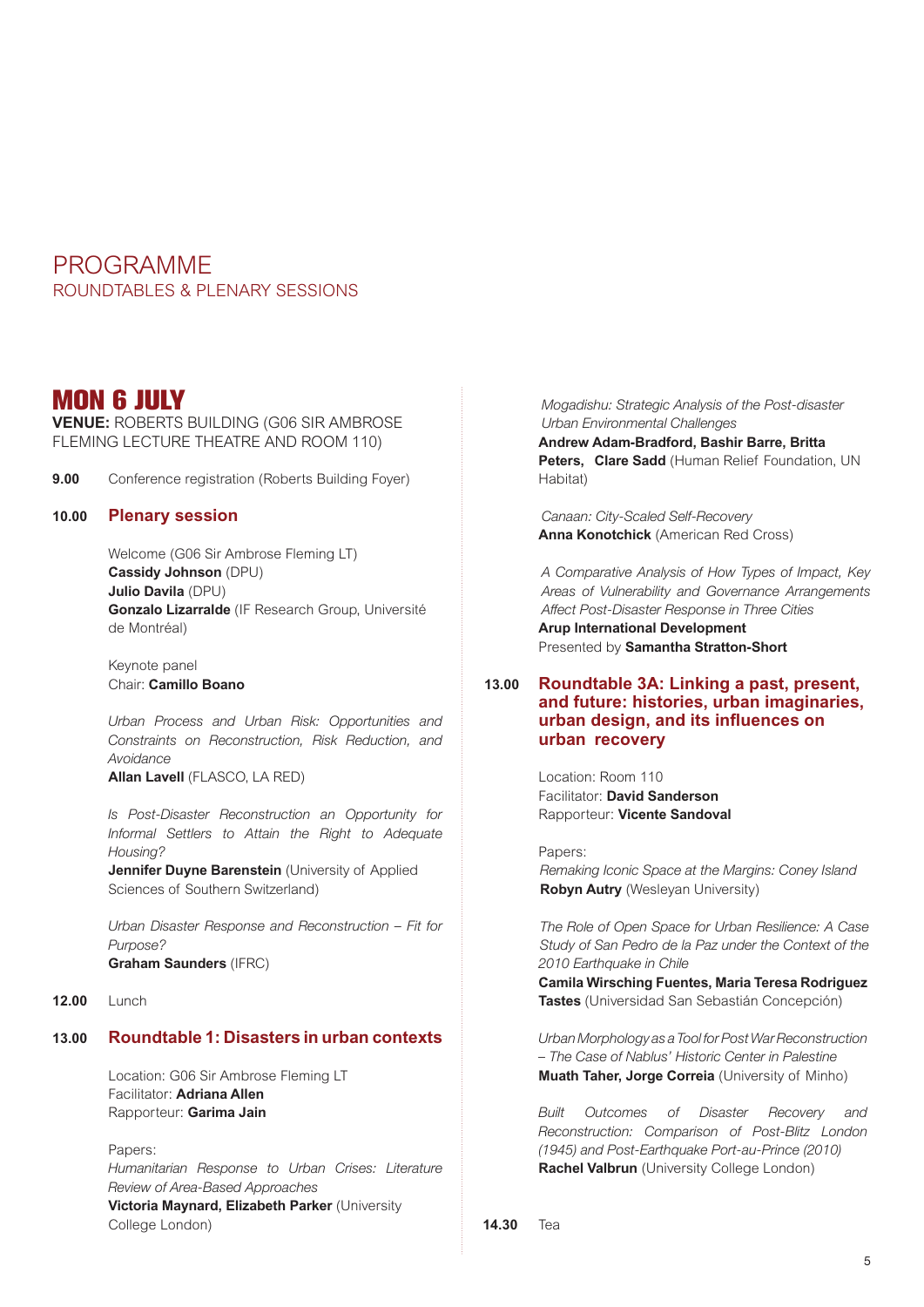# PROGRAMME

ROUNDTABLES & PLENARY SESSIONS

## MON 6 JULY

**VENUE:** ROBERTS BUILDING (G06 SIR AMBROSE FLEMING LECTURE THEATRE AND ROOM 110)

**9.00** Conference registration (Roberts Building Foyer)

### 10.00 Plenary session

Welcome (G06 Sir Ambrose Fleming LT)
**Cassidy Johnson** (DPU)
**Julio Davila** (DPU)
**Gonzalo Lizarralde** (IF Research Group, Université de Montréal)

Keynote panel
Chair: **Camillo Boano**

*Urban Process and Urban Risk: Opportunities and Constraints on Reconstruction, Risk Reduction, and Avoidance*
**Allan Lavell** (FLASCO, LA RED)

*Is Post-Disaster Reconstruction an Opportunity for Informal Settlers to Attain the Right to Adequate Housing?*
**Jennifer Duyne Barenstein** (University of Applied Sciences of Southern Switzerland)

*Urban Disaster Response and Reconstruction – Fit for Purpose?*
**Graham Saunders** (IFRC)

**12.00** Lunch

### 13.00 Roundtable 1: Disasters in urban contexts

Location: G06 Sir Ambrose Fleming LT
Facilitator: **Adriana Allen**
Rapporteur: **Garima Jain**

Papers:
*Humanitarian Response to Urban Crises: Literature Review of Area-Based Approaches*
**Victoria Maynard, Elizabeth Parker** (University College London)

*Mogadishu: Strategic Analysis of the Post-disaster Urban Environmental Challenges*
**Andrew Adam-Bradford, Bashir Barre, Britta Peters, Clare Sadd** (Human Relief Foundation, UN Habitat)

*Canaan: City-Scaled Self-Recovery*
**Anna Konotchick** (American Red Cross)

*A Comparative Analysis of How Types of Impact, Key Areas of Vulnerability and Governance Arrangements Affect Post-Disaster Response in Three Cities*
**Arup International Development**
Presented by **Samantha Stratton-Short**

### 13.00 Roundtable 3A: Linking a past, present, and future: histories, urban imaginaries, urban design, and its influences on urban recovery

Location: Room 110
Facilitator: **David Sanderson**
Rapporteur: **Vicente Sandoval**

Papers:
*Remaking Iconic Space at the Margins: Coney Island*
**Robyn Autry** (Wesleyan University)

*The Role of Open Space for Urban Resilience: A Case Study of San Pedro de la Paz under the Context of the 2010 Earthquake in Chile*
**Camila Wirsching Fuentes, Maria Teresa Rodriguez Tastes** (Universidad San Sebastián Concepción)

*Urban Morphology as a Tool for Post War Reconstruction – The Case of Nablus' Historic Center in Palestine*
**Muath Taher, Jorge Correia** (University of Minho)

*Built Outcomes of Disaster Recovery and Reconstruction: Comparison of Post-Blitz London (1945) and Post-Earthquake Port-au-Prince (2010)*
**Rachel Valbrun** (University College London)

**14.30** Tea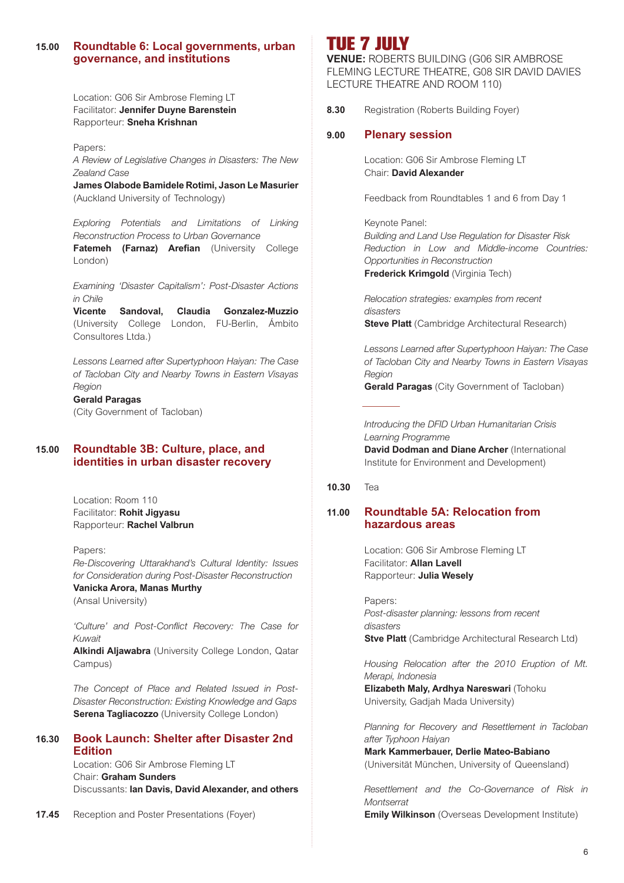**15.00** **Roundtable 6: Local governments, urban governance, and institutions**

Location: G06 Sir Ambrose Fleming LT
Facilitator: **Jennifer Duyne Barenstein**
Rapporteur: **Sneha Krishnan**

Papers:

*A Review of Legislative Changes in Disasters: The New Zealand Case*
**James Olabode Bamidele Rotimi, Jason Le Masurier** (Auckland University of Technology)

*Exploring Potentials and Limitations of Linking Reconstruction Process to Urban Governance*
**Fatemeh (Farnaz) Arefian** (University College London)

*Examining 'Disaster Capitalism': Post-Disaster Actions in Chile*
**Vicente Sandoval, Claudia Gonzalez-Muzzio** (University College London, FU-Berlin, Ámbito Consultores Ltda.)

*Lessons Learned after Supertyphoon Haiyan: The Case of Tacloban City and Nearby Towns in Eastern Visayas Region*
**Gerald Paragas**
(City Government of Tacloban)

**15.00** **Roundtable 3B: Culture, place, and identities in urban disaster recovery**

Location: Room 110
Facilitator: **Rohit Jigyasu**
Rapporteur: **Rachel Valbrun**

Papers:

*Re-Discovering Uttarakhand's Cultural Identity: Issues for Consideration during Post-Disaster Reconstruction*
**Vanicka Arora, Manas Murthy**
(Ansal University)

*'Culture' and Post-Conflict Recovery: The Case for Kuwait*
**Alkindi Aljawabra** (University College London, Qatar Campus)

*The Concept of Place and Related Issued in Post-Disaster Reconstruction: Existing Knowledge and Gaps*
**Serena Tagliacozzo** (University College London)

**16.30** **Book Launch: Shelter after Disaster 2nd Edition**
Location: G06 Sir Ambrose Fleming LT
Chair: **Graham Sunders**
Discussants: **Ian Davis, David Alexander, and others**

**17.45** Reception and Poster Presentations (Foyer)

# TUE 7 JULY

**VENUE:** ROBERTS BUILDING (G06 SIR AMBROSE FLEMING LECTURE THEATRE, G08 SIR DAVID DAVIES LECTURE THEATRE AND ROOM 110)

**8.30** Registration (Roberts Building Foyer)

**9.00** **Plenary session**

Location: G06 Sir Ambrose Fleming LT
Chair: **David Alexander**

Feedback from Roundtables 1 and 6 from Day 1

Keynote Panel:
*Building and Land Use Regulation for Disaster Risk Reduction in Low and Middle-income Countries: Opportunities in Reconstruction*
**Frederick Krimgold** (Virginia Tech)

*Relocation strategies: examples from recent disasters*
**Steve Platt** (Cambridge Architectural Research)

*Lessons Learned after Supertyphoon Haiyan: The Case of Tacloban City and Nearby Towns in Eastern Visayas Region*
**Gerald Paragas** (City Government of Tacloban)

*Introducing the DFID Urban Humanitarian Crisis Learning Programme*
**David Dodman and Diane Archer** (International Institute for Environment and Development)

**10.30** Tea

**11.00** **Roundtable 5A: Relocation from hazardous areas**

Location: G06 Sir Ambrose Fleming LT
Facilitator: **Allan Lavell**
Rapporteur: **Julia Wesely**

Papers:

*Post-disaster planning: lessons from recent disasters*
**Stve Platt** (Cambridge Architectural Research Ltd)

*Housing Relocation after the 2010 Eruption of Mt. Merapi, Indonesia*
**Elizabeth Maly, Ardhya Nareswari** (Tohoku University, Gadjah Mada University)

*Planning for Recovery and Resettlement in Tacloban after Typhoon Haiyan*
**Mark Kammerbauer, Derlie Mateo-Babiano** (Universität München, University of Queensland)

*Resettlement and the Co-Governance of Risk in Montserrat*
**Emily Wilkinson** (Overseas Development Institute)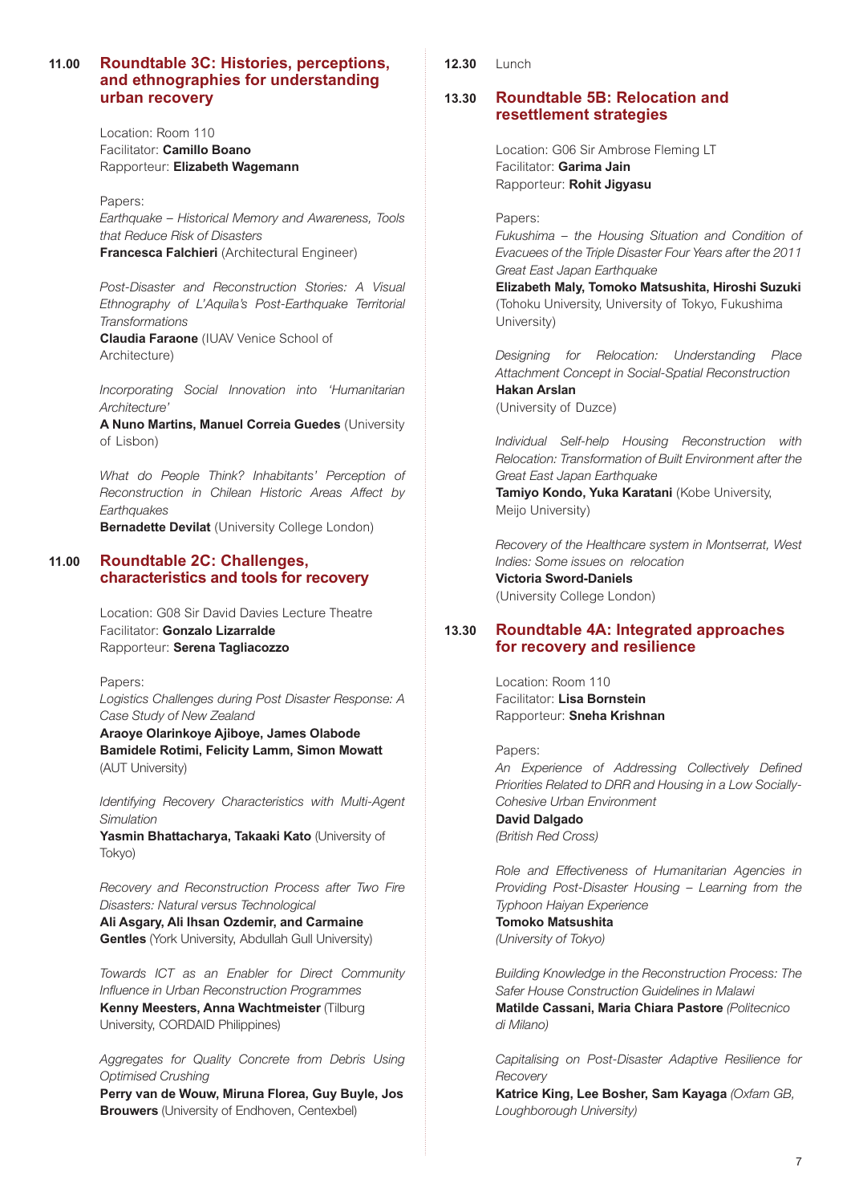**11.00** 

## Roundtable 3C: Histories, perceptions, and ethnographies for understanding urban recovery

Location: Room 110
Facilitator: **Camillo Boano**
Rapporteur: **Elizabeth Wagemann**

Papers:

*Earthquake – Historical Memory and Awareness, Tools that Reduce Risk of Disasters*
**Francesca Falchieri** (Architectural Engineer)

*Post-Disaster and Reconstruction Stories: A Visual Ethnography of L'Aquila's Post-Earthquake Territorial Transformations*
**Claudia Faraone** (IUAV Venice School of Architecture)

*Incorporating Social Innovation into 'Humanitarian Architecture'*
**A Nuno Martins, Manuel Correia Guedes** (University of Lisbon)

*What do People Think? Inhabitants' Perception of Reconstruction in Chilean Historic Areas Affect by Earthquakes*
**Bernadette Devilat** (University College London)

**11.00** 

## Roundtable 2C: Challenges, characteristics and tools for recovery

Location: G08 Sir David Davies Lecture Theatre
Facilitator: **Gonzalo Lizarralde**
Rapporteur: **Serena Tagliacozzo**

Papers:

*Logistics Challenges during Post Disaster Response: A Case Study of New Zealand*
**Araoye Olarinkoye Ajiboye, James Olabode Bamidele Rotimi, Felicity Lamm, Simon Mowatt** (AUT University)

*Identifying Recovery Characteristics with Multi-Agent Simulation*
**Yasmin Bhattacharya, Takaaki Kato** (University of Tokyo)

*Recovery and Reconstruction Process after Two Fire Disasters: Natural versus Technological*
**Ali Asgary, Ali Ihsan Ozdemir, and Carmaine Gentles** (York University, Abdullah Gull University)

*Towards ICT as an Enabler for Direct Community Influence in Urban Reconstruction Programmes*
**Kenny Meesters, Anna Wachtmeister** (Tilburg University, CORDAID Philippines)

*Aggregates for Quality Concrete from Debris Using Optimised Crushing*
**Perry van de Wouw, Miruna Florea, Guy Buyle, Jos Brouwers** (University of Endhoven, Centexbel)

**12.30** Lunch

**13.30** 

## Roundtable 5B: Relocation and resettlement strategies

Location: G06 Sir Ambrose Fleming LT
Facilitator: **Garima Jain**
Rapporteur: **Rohit Jigyasu**

Papers:

*Fukushima – the Housing Situation and Condition of Evacuees of the Triple Disaster Four Years after the 2011 Great East Japan Earthquake*
**Elizabeth Maly, Tomoko Matsushita, Hiroshi Suzuki** (Tohoku University, University of Tokyo, Fukushima University)

*Designing for Relocation: Understanding Place Attachment Concept in Social-Spatial Reconstruction*
**Hakan Arslan**
(University of Duzce)

*Individual Self-help Housing Reconstruction with Relocation: Transformation of Built Environment after the Great East Japan Earthquake*
**Tamiyo Kondo, Yuka Karatani** (Kobe University, Meijo University)

*Recovery of the Healthcare system in Montserrat, West Indies: Some issues on relocation*
**Victoria Sword-Daniels**
(University College London)

**13.30** 

## Roundtable 4A: Integrated approaches for recovery and resilience

Location: Room 110
Facilitator: **Lisa Bornstein**
Rapporteur: **Sneha Krishnan**

Papers:

*An Experience of Addressing Collectively Defined Priorities Related to DRR and Housing in a Low Socially-Cohesive Urban Environment*
**David Dalgado**
*(British Red Cross)*

*Role and Effectiveness of Humanitarian Agencies in Providing Post-Disaster Housing – Learning from the Typhoon Haiyan Experience*
**Tomoko Matsushita**
*(University of Tokyo)*

*Building Knowledge in the Reconstruction Process: The Safer House Construction Guidelines in Malawi*
**Matilde Cassani, Maria Chiara Pastore** *(Politecnico di Milano)*

*Capitalising on Post-Disaster Adaptive Resilience for Recovery*
**Katrice King, Lee Bosher, Sam Kayaga** *(Oxfam GB, Loughborough University)*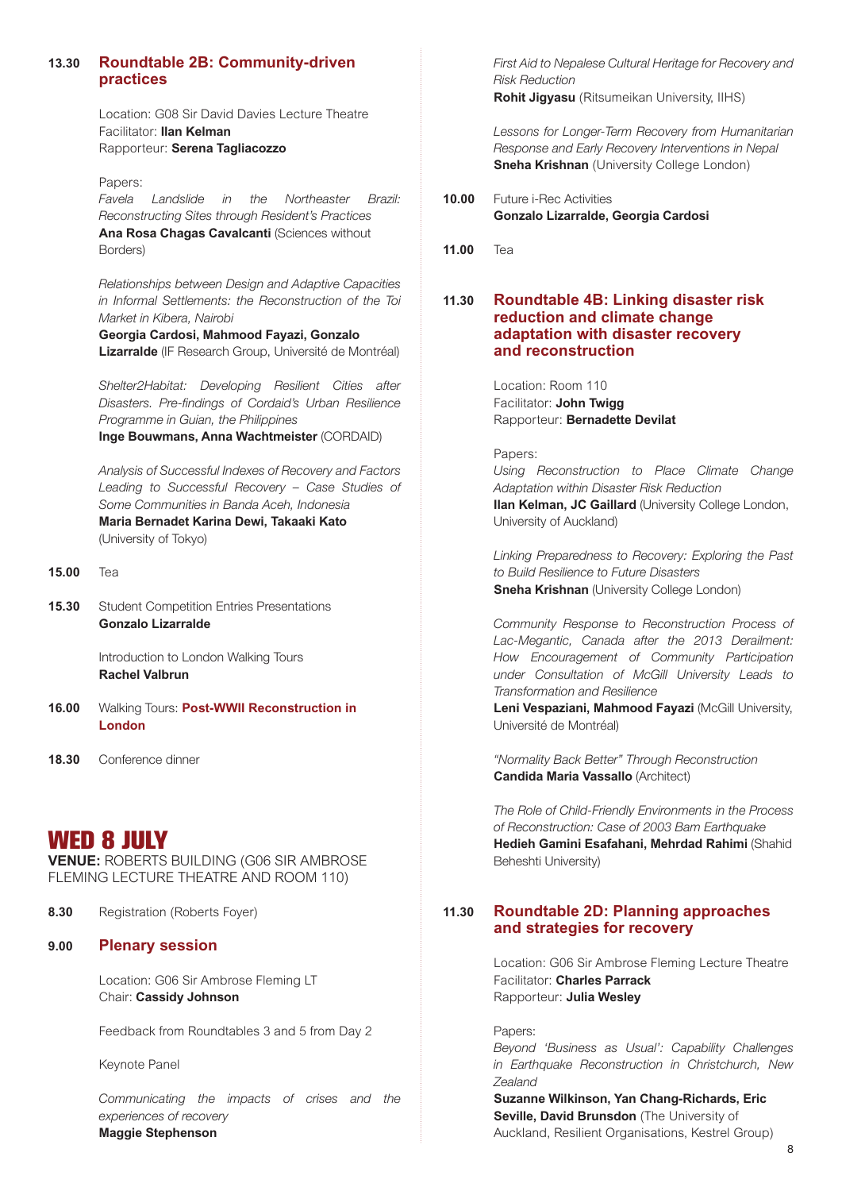**13.30** **Roundtable 2B: Community-driven practices**

Location: G08 Sir David Davies Lecture Theatre
Facilitator: **Ilan Kelman**
Rapporteur: **Serena Tagliacozzo**

Papers:

*Favela Landslide in the Northeaster Brazil: Reconstructing Sites through Resident's Practices*
**Ana Rosa Chagas Cavalcanti** (Sciences without Borders)

*Relationships between Design and Adaptive Capacities in Informal Settlements: the Reconstruction of the Toi Market in Kibera, Nairobi*
**Georgia Cardosi, Mahmood Fayazi, Gonzalo Lizarralde** (IF Research Group, Université de Montréal)

*Shelter2Habitat: Developing Resilient Cities after Disasters. Pre-findings of Cordaid's Urban Resilience Programme in Guian, the Philippines*
**Inge Bouwmans, Anna Wachtmeister** (CORDAID)

*Analysis of Successful Indexes of Recovery and Factors Leading to Successful Recovery – Case Studies of Some Communities in Banda Aceh, Indonesia*
**Maria Bernadet Karina Dewi, Takaaki Kato** (University of Tokyo)

**15.00** Tea

**15.30** Student Competition Entries Presentations
**Gonzalo Lizarralde**

Introduction to London Walking Tours
**Rachel Valbrun**

**16.00** Walking Tours: **Post-WWII Reconstruction in London**

**18.30** Conference dinner

# WED 8 JULY

**VENUE:** ROBERTS BUILDING (G06 SIR AMBROSE FLEMING LECTURE THEATRE AND ROOM 110)

**8.30** Registration (Roberts Foyer)

**9.00** **Plenary session**

Location: G06 Sir Ambrose Fleming LT
Chair: **Cassidy Johnson**

Feedback from Roundtables 3 and 5 from Day 2

Keynote Panel

*Communicating the impacts of crises and the experiences of recovery*
**Maggie Stephenson**

*First Aid to Nepalese Cultural Heritage for Recovery and Risk Reduction*
**Rohit Jigyasu** (Ritsumeikan University, IIHS)

*Lessons for Longer-Term Recovery from Humanitarian Response and Early Recovery Interventions in Nepal*
**Sneha Krishnan** (University College London)

**10.00** Future i-Rec Activities
**Gonzalo Lizarralde, Georgia Cardosi**

**11.00** Tea

**11.30** **Roundtable 4B: Linking disaster risk reduction and climate change adaptation with disaster recovery and reconstruction**

Location: Room 110
Facilitator: **John Twigg**
Rapporteur: **Bernadette Devilat**

Papers:

*Using Reconstruction to Place Climate Change Adaptation within Disaster Risk Reduction*
**Ilan Kelman, JC Gaillard** (University College London, University of Auckland)

*Linking Preparedness to Recovery: Exploring the Past to Build Resilience to Future Disasters*
**Sneha Krishnan** (University College London)

*Community Response to Reconstruction Process of Lac-Megantic, Canada after the 2013 Derailment: How Encouragement of Community Participation under Consultation of McGill University Leads to Transformation and Resilience*
**Leni Vespaziani, Mahmood Fayazi** (McGill University, Université de Montréal)

*"Normality Back Better" Through Reconstruction*
**Candida Maria Vassallo** (Architect)

*The Role of Child-Friendly Environments in the Process of Reconstruction: Case of 2003 Bam Earthquake*
**Hedieh Gamini Esafahani, Mehrdad Rahimi** (Shahid Beheshti University)

**11.30** **Roundtable 2D: Planning approaches and strategies for recovery**

Location: G06 Sir Ambrose Fleming Lecture Theatre
Facilitator: **Charles Parrack**
Rapporteur: **Julia Wesley**

Papers:

*Beyond 'Business as Usual': Capability Challenges in Earthquake Reconstruction in Christchurch, New Zealand*
**Suzanne Wilkinson, Yan Chang-Richards, Eric Seville, David Brunsdon** (The University of Auckland, Resilient Organisations, Kestrel Group)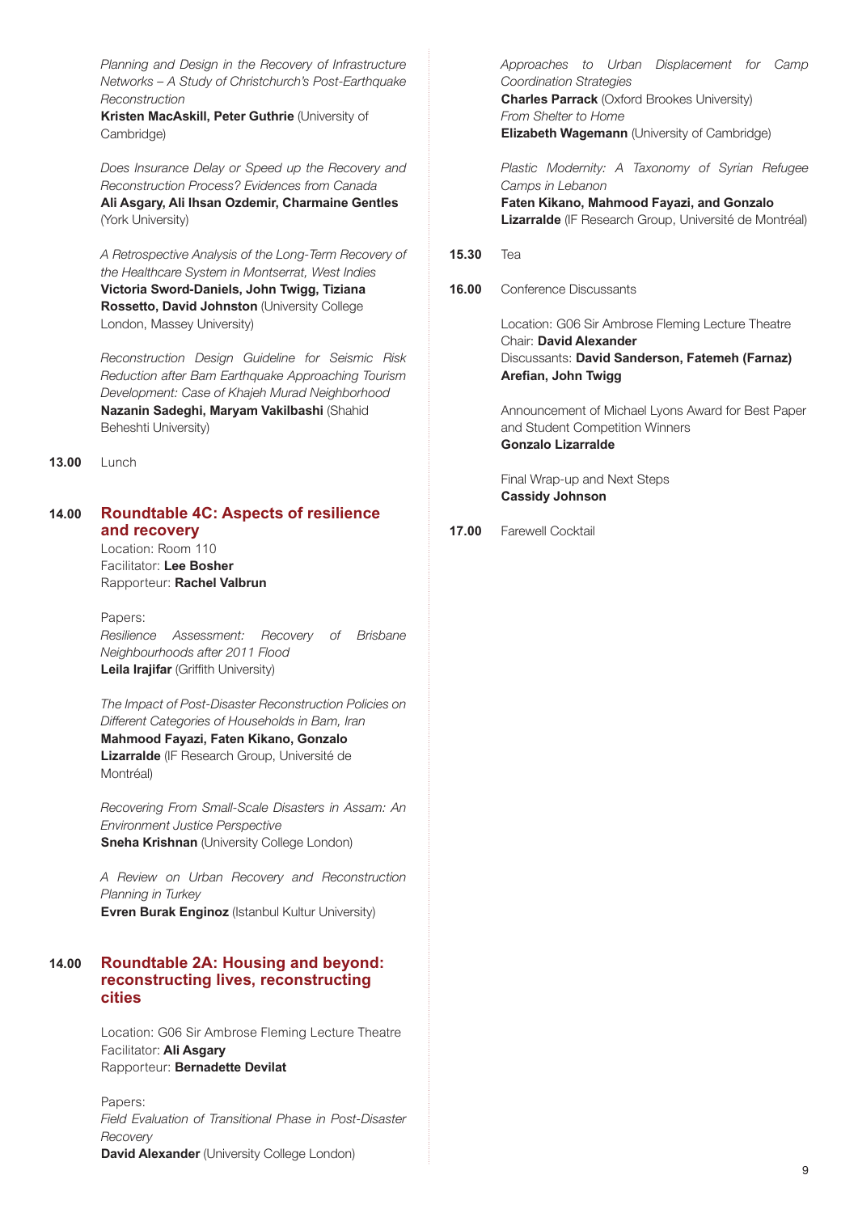*Planning and Design in the Recovery of Infrastructure Networks – A Study of Christchurch's Post-Earthquake Reconstruction*
**Kristen MacAskill, Peter Guthrie** (University of Cambridge)

*Does Insurance Delay or Speed up the Recovery and Reconstruction Process? Evidences from Canada*
**Ali Asgary, Ali Ihsan Ozdemir, Charmaine Gentles** (York University)

*A Retrospective Analysis of the Long-Term Recovery of the Healthcare System in Montserrat, West Indies*
**Victoria Sword-Daniels, John Twigg, Tiziana Rossetto, David Johnston** (University College London, Massey University)

*Reconstruction Design Guideline for Seismic Risk Reduction after Bam Earthquake Approaching Tourism Development: Case of Khajeh Murad Neighborhood*
**Nazanin Sadeghi, Maryam Vakilbashi** (Shahid Beheshti University)

**13.00** Lunch

## 14.00 Roundtable 4C: Aspects of resilience and recovery

Location: Room 110
Facilitator: **Lee Bosher**
Rapporteur: **Rachel Valbrun**

Papers:

*Resilience Assessment: Recovery of Brisbane Neighbourhoods after 2011 Flood*
**Leila Irajifar** (Griffith University)

*The Impact of Post-Disaster Reconstruction Policies on Different Categories of Households in Bam, Iran*
**Mahmood Fayazi, Faten Kikano, Gonzalo Lizarralde** (IF Research Group, Université de Montréal)

*Recovering From Small-Scale Disasters in Assam: An Environment Justice Perspective*
**Sneha Krishnan** (University College London)

*A Review on Urban Recovery and Reconstruction Planning in Turkey*
**Evren Burak Enginoz** (Istanbul Kultur University)

## 14.00 Roundtable 2A: Housing and beyond: reconstructing lives, reconstructing cities

Location: G06 Sir Ambrose Fleming Lecture Theatre
Facilitator: **Ali Asgary**
Rapporteur: **Bernadette Devilat**

Papers:

*Field Evaluation of Transitional Phase in Post-Disaster Recovery*
**David Alexander** (University College London)

*Approaches to Urban Displacement for Camp Coordination Strategies*
**Charles Parrack** (Oxford Brookes University)

*From Shelter to Home*
**Elizabeth Wagemann** (University of Cambridge)

*Plastic Modernity: A Taxonomy of Syrian Refugee Camps in Lebanon*
**Faten Kikano, Mahmood Fayazi, and Gonzalo Lizarralde** (IF Research Group, Université de Montréal)

**15.30** Tea

**16.00** Conference Discussants

Location: G06 Sir Ambrose Fleming Lecture Theatre
Chair: **David Alexander**
Discussants: **David Sanderson, Fatemeh (Farnaz) Arefian, John Twigg**

Announcement of Michael Lyons Award for Best Paper and Student Competition Winners
**Gonzalo Lizarralde**

Final Wrap-up and Next Steps
**Cassidy Johnson**

**17.00** Farewell Cocktail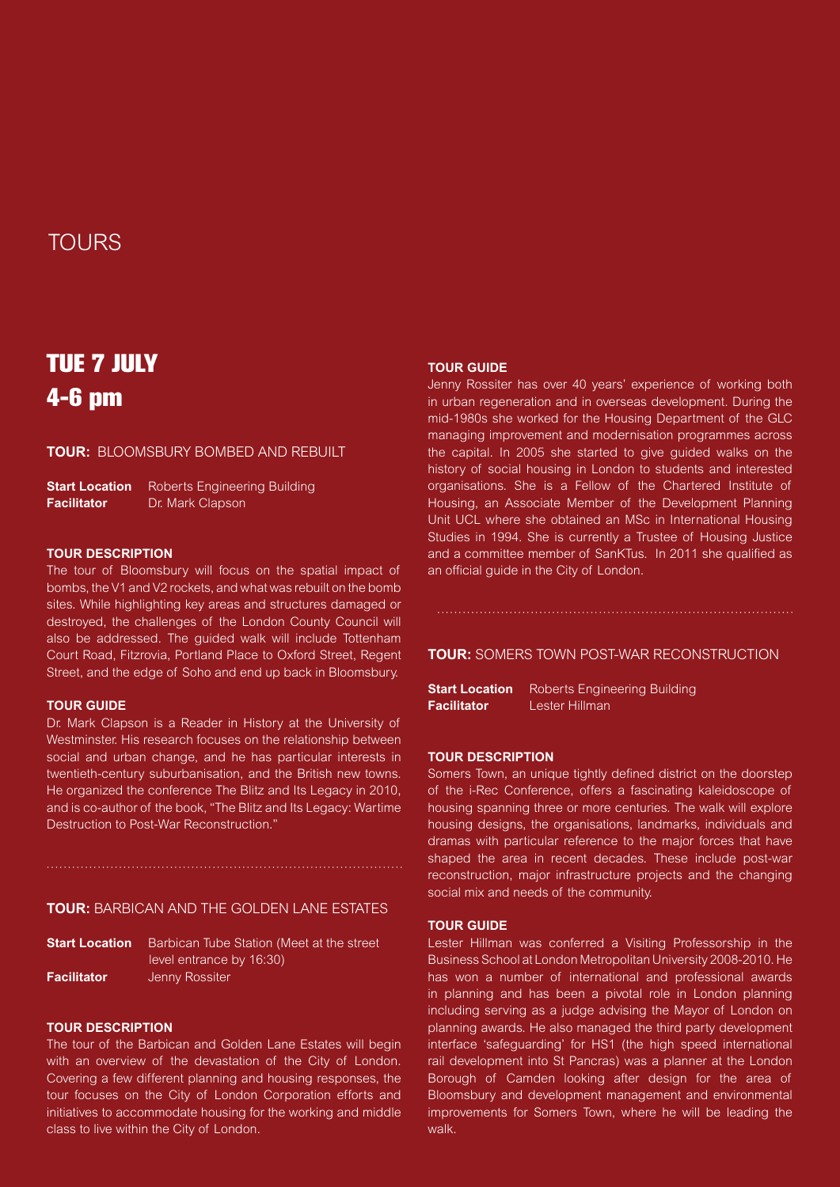# TOURS

## TUE 7 JULY 4-6 pm

### TOUR: BLOOMSBURY BOMBED AND REBUILT

**Start Location** Roberts Engineering Building
**Facilitator** Dr. Mark Clapson

**TOUR DESCRIPTION**

The tour of Bloomsbury will focus on the spatial impact of bombs, the V1 and V2 rockets, and what was rebuilt on the bomb sites. While highlighting key areas and structures damaged or destroyed, the challenges of the London County Council will also be addressed. The guided walk will include Tottenham Court Road, Fitzrovia, Portland Place to Oxford Street, Regent Street, and the edge of Soho and end up back in Bloomsbury.

**TOUR GUIDE**

Dr. Mark Clapson is a Reader in History at the University of Westminster. His research focuses on the relationship between social and urban change, and he has particular interests in twentieth-century suburbanisation, and the British new towns. He organized the conference The Blitz and Its Legacy in 2010, and is co-author of the book, "The Blitz and Its Legacy: Wartime Destruction to Post-War Reconstruction."

### TOUR: BARBICAN AND THE GOLDEN LANE ESTATES

**Start Location** Barbican Tube Station (Meet at the street level entrance by 16:30)
**Facilitator** Jenny Rossiter

**TOUR DESCRIPTION**

The tour of the Barbican and Golden Lane Estates will begin with an overview of the devastation of the City of London. Covering a few different planning and housing responses, the tour focuses on the City of London Corporation efforts and initiatives to accommodate housing for the working and middle class to live within the City of London.

**TOUR GUIDE**

Jenny Rossiter has over 40 years' experience of working both in urban regeneration and in overseas development. During the mid-1980s she worked for the Housing Department of the GLC managing improvement and modernisation programmes across the capital. In 2005 she started to give guided walks on the history of social housing in London to students and interested organisations. She is a Fellow of the Chartered Institute of Housing, an Associate Member of the Development Planning Unit UCL where she obtained an MSc in International Housing Studies in 1994. She is currently a Trustee of Housing Justice and a committee member of SanKTus. In 2011 she qualified as an official guide in the City of London.

### TOUR: SOMERS TOWN POST-WAR RECONSTRUCTION

**Start Location** Roberts Engineering Building
**Facilitator** Lester Hillman

**TOUR DESCRIPTION**

Somers Town, an unique tightly defined district on the doorstep of the i-Rec Conference, offers a fascinating kaleidoscope of housing spanning three or more centuries. The walk will explore housing designs, the organisations, landmarks, individuals and dramas with particular reference to the major forces that have shaped the area in recent decades. These include post-war reconstruction, major infrastructure projects and the changing social mix and needs of the community.

**TOUR GUIDE**

Lester Hillman was conferred a Visiting Professorship in the Business School at London Metropolitan University 2008-2010. He has won a number of international and professional awards in planning and has been a pivotal role in London planning including serving as a judge advising the Mayor of London on planning awards. He also managed the third party development interface 'safeguarding' for HS1 (the high speed international rail development into St Pancras) was a planner at the London Borough of Camden looking after design for the area of Bloomsbury and development management and environmental improvements for Somers Town, where he will be leading the walk.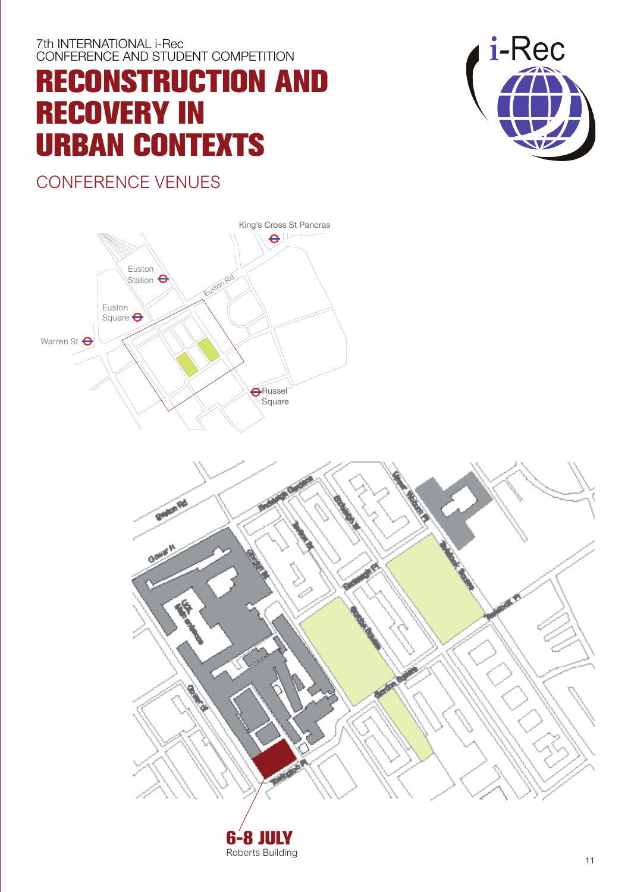7th INTERNATIONAL i-Rec
CONFERENCE AND STUDENT COMPETITION

# RECONSTRUCTION AND RECOVERY IN URBAN CONTEXTS

## CONFERENCE VENUES

King's Cross St Pancras

Euston Station

Euston Rd

Euston Square

Warren St

Russel Square

**6-8 JULY**
Roberts Building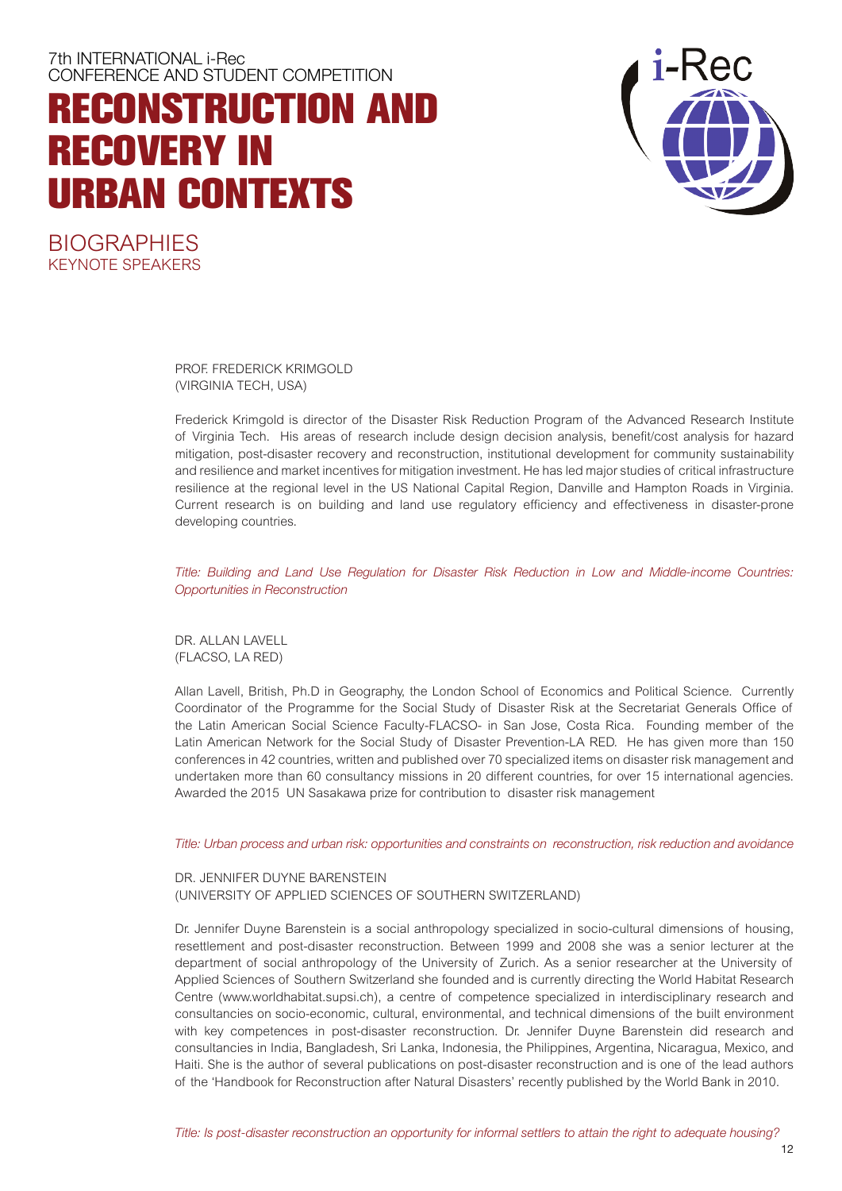7th INTERNATIONAL i-Rec
CONFERENCE AND STUDENT COMPETITION

# RECONSTRUCTION AND RECOVERY IN URBAN CONTEXTS

## BIOGRAPHIES

### KEYNOTE SPEAKERS

PROF. FREDERICK KRIMGOLD
(VIRGINIA TECH, USA)

Frederick Krimgold is director of the Disaster Risk Reduction Program of the Advanced Research Institute of Virginia Tech. His areas of research include design decision analysis, benefit/cost analysis for hazard mitigation, post-disaster recovery and reconstruction, institutional development for community sustainability and resilience and market incentives for mitigation investment. He has led major studies of critical infrastructure resilience at the regional level in the US National Capital Region, Danville and Hampton Roads in Virginia. Current research is on building and land use regulatory efficiency and effectiveness in disaster-prone developing countries.

*Title: Building and Land Use Regulation for Disaster Risk Reduction in Low and Middle-income Countries: Opportunities in Reconstruction*

DR. ALLAN LAVELL
(FLACSO, LA RED)

Allan Lavell, British, Ph.D in Geography, the London School of Economics and Political Science. Currently Coordinator of the Programme for the Social Study of Disaster Risk at the Secretariat Generals Office of the Latin American Social Science Faculty-FLACSO- in San Jose, Costa Rica. Founding member of the Latin American Network for the Social Study of Disaster Prevention-LA RED. He has given more than 150 conferences in 42 countries, written and published over 70 specialized items on disaster risk management and undertaken more than 60 consultancy missions in 20 different countries, for over 15 international agencies. Awarded the 2015 UN Sasakawa prize for contribution to disaster risk management

*Title: Urban process and urban risk: opportunities and constraints on reconstruction, risk reduction and avoidance*

DR. JENNIFER DUYNE BARENSTEIN
(UNIVERSITY OF APPLIED SCIENCES OF SOUTHERN SWITZERLAND)

Dr. Jennifer Duyne Barenstein is a social anthropology specialized in socio-cultural dimensions of housing, resettlement and post-disaster reconstruction. Between 1999 and 2008 she was a senior lecturer at the department of social anthropology of the University of Zurich. As a senior researcher at the University of Applied Sciences of Southern Switzerland she founded and is currently directing the World Habitat Research Centre (www.worldhabitat.supsi.ch), a centre of competence specialized in interdisciplinary research and consultancies on socio-economic, cultural, environmental, and technical dimensions of the built environment with key competences in post-disaster reconstruction. Dr. Jennifer Duyne Barenstein did research and consultancies in India, Bangladesh, Sri Lanka, Indonesia, the Philippines, Argentina, Nicaragua, Mexico, and Haiti. She is the author of several publications on post-disaster reconstruction and is one of the lead authors of the 'Handbook for Reconstruction after Natural Disasters' recently published by the World Bank in 2010.

*Title: Is post-disaster reconstruction an opportunity for informal settlers to attain the right to adequate housing?*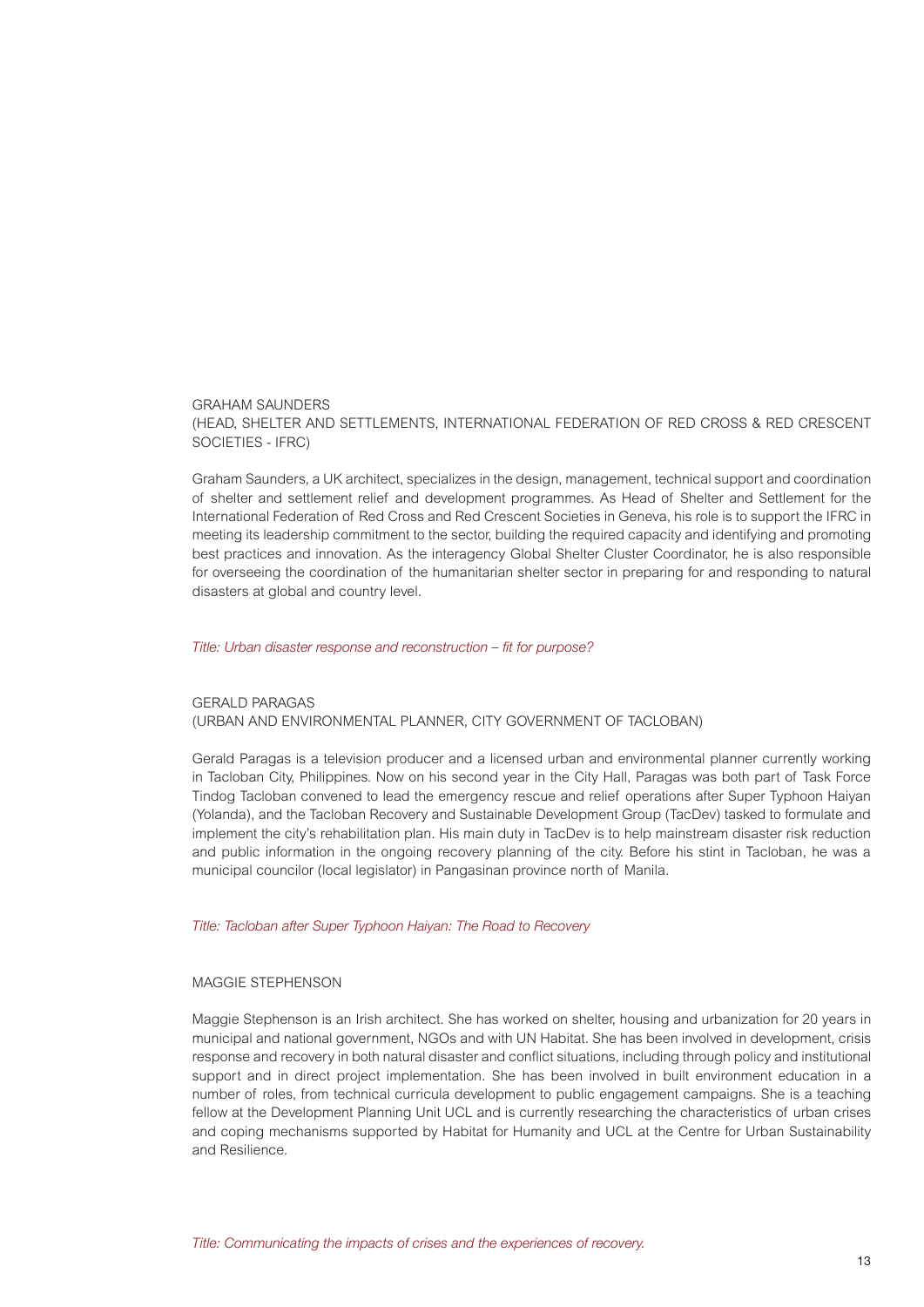GRAHAM SAUNDERS
(HEAD, SHELTER AND SETTLEMENTS, INTERNATIONAL FEDERATION OF RED CROSS & RED CRESCENT SOCIETIES - IFRC)

Graham Saunders, a UK architect, specializes in the design, management, technical support and coordination of shelter and settlement relief and development programmes. As Head of Shelter and Settlement for the International Federation of Red Cross and Red Crescent Societies in Geneva, his role is to support the IFRC in meeting its leadership commitment to the sector, building the required capacity and identifying and promoting best practices and innovation. As the interagency Global Shelter Cluster Coordinator, he is also responsible for overseeing the coordination of the humanitarian shelter sector in preparing for and responding to natural disasters at global and country level.

*Title: Urban disaster response and reconstruction – fit for purpose?*

GERALD PARAGAS
(URBAN AND ENVIRONMENTAL PLANNER, CITY GOVERNMENT OF TACLOBAN)

Gerald Paragas is a television producer and a licensed urban and environmental planner currently working in Tacloban City, Philippines. Now on his second year in the City Hall, Paragas was both part of Task Force Tindog Tacloban convened to lead the emergency rescue and relief operations after Super Typhoon Haiyan (Yolanda), and the Tacloban Recovery and Sustainable Development Group (TacDev) tasked to formulate and implement the city's rehabilitation plan. His main duty in TacDev is to help mainstream disaster risk reduction and public information in the ongoing recovery planning of the city. Before his stint in Tacloban, he was a municipal councilor (local legislator) in Pangasinan province north of Manila.

*Title: Tacloban after Super Typhoon Haiyan: The Road to Recovery*

MAGGIE STEPHENSON

Maggie Stephenson is an Irish architect. She has worked on shelter, housing and urbanization for 20 years in municipal and national government, NGOs and with UN Habitat. She has been involved in development, crisis response and recovery in both natural disaster and conflict situations, including through policy and institutional support and in direct project implementation. She has been involved in built environment education in a number of roles, from technical curricula development to public engagement campaigns. She is a teaching fellow at the Development Planning Unit UCL and is currently researching the characteristics of urban crises and coping mechanisms supported by Habitat for Humanity and UCL at the Centre for Urban Sustainability and Resilience.

*Title: Communicating the impacts of crises and the experiences of recovery.*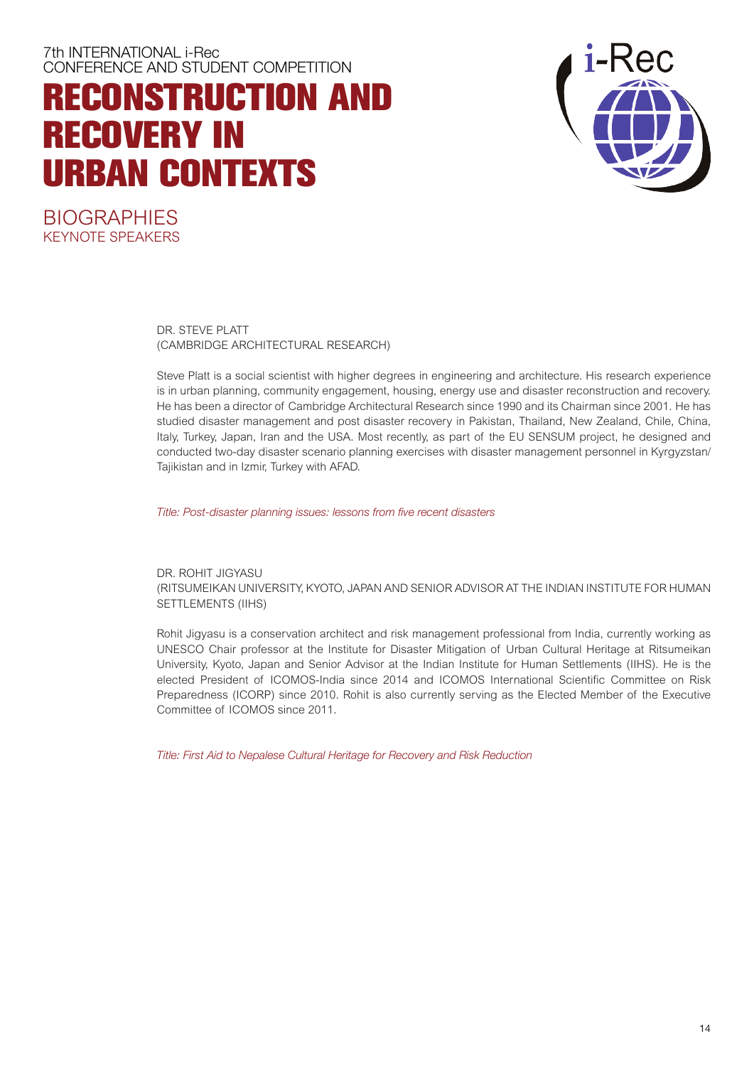7th INTERNATIONAL i-Rec
CONFERENCE AND STUDENT COMPETITION

# RECONSTRUCTION AND RECOVERY IN URBAN CONTEXTS

## BIOGRAPHIES
### KEYNOTE SPEAKERS

DR. STEVE PLATT
(CAMBRIDGE ARCHITECTURAL RESEARCH)

Steve Platt is a social scientist with higher degrees in engineering and architecture. His research experience is in urban planning, community engagement, housing, energy use and disaster reconstruction and recovery. He has been a director of Cambridge Architectural Research since 1990 and its Chairman since 2001. He has studied disaster management and post disaster recovery in Pakistan, Thailand, New Zealand, Chile, China, Italy, Turkey, Japan, Iran and the USA. Most recently, as part of the EU SENSUM project, he designed and conducted two-day disaster scenario planning exercises with disaster management personnel in Kyrgyzstan/ Tajikistan and in Izmir, Turkey with AFAD.

*Title: Post-disaster planning issues: lessons from five recent disasters*

DR. ROHIT JIGYASU
(RITSUMEIKAN UNIVERSITY, KYOTO, JAPAN AND SENIOR ADVISOR AT THE INDIAN INSTITUTE FOR HUMAN SETTLEMENTS (IIHS)

Rohit Jigyasu is a conservation architect and risk management professional from India, currently working as UNESCO Chair professor at the Institute for Disaster Mitigation of Urban Cultural Heritage at Ritsumeikan University, Kyoto, Japan and Senior Advisor at the Indian Institute for Human Settlements (IIHS). He is the elected President of ICOMOS-India since 2014 and ICOMOS International Scientific Committee on Risk Preparedness (ICORP) since 2010. Rohit is also currently serving as the Elected Member of the Executive Committee of ICOMOS since 2011.

*Title: First Aid to Nepalese Cultural Heritage for Recovery and Risk Reduction*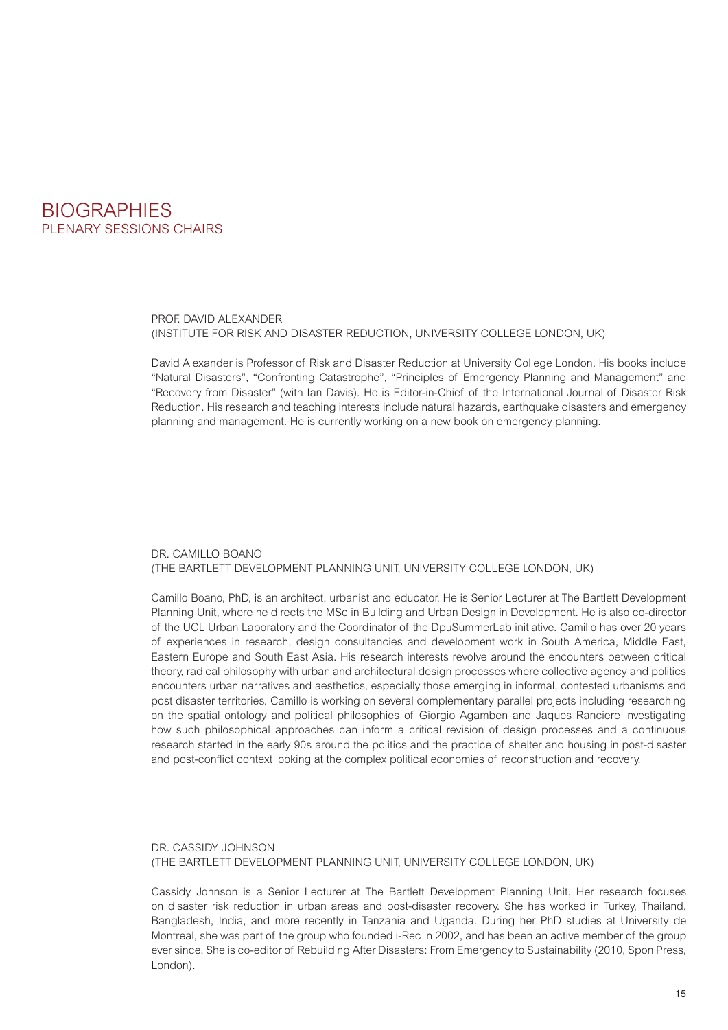# BIOGRAPHIES
## PLENARY SESSIONS CHAIRS

### PROF. DAVID ALEXANDER
### (INSTITUTE FOR RISK AND DISASTER REDUCTION, UNIVERSITY COLLEGE LONDON, UK)

David Alexander is Professor of Risk and Disaster Reduction at University College London. His books include "Natural Disasters", "Confronting Catastrophe", "Principles of Emergency Planning and Management" and "Recovery from Disaster" (with Ian Davis). He is Editor-in-Chief of the International Journal of Disaster Risk Reduction. His research and teaching interests include natural hazards, earthquake disasters and emergency planning and management. He is currently working on a new book on emergency planning.

### DR. CAMILLO BOANO
### (THE BARTLETT DEVELOPMENT PLANNING UNIT, UNIVERSITY COLLEGE LONDON, UK)

Camillo Boano, PhD, is an architect, urbanist and educator. He is Senior Lecturer at The Bartlett Development Planning Unit, where he directs the MSc in Building and Urban Design in Development. He is also co-director of the UCL Urban Laboratory and the Coordinator of the DpuSummerLab initiative. Camillo has over 20 years of experiences in research, design consultancies and development work in South America, Middle East, Eastern Europe and South East Asia. His research interests revolve around the encounters between critical theory, radical philosophy with urban and architectural design processes where collective agency and politics encounters urban narratives and aesthetics, especially those emerging in informal, contested urbanisms and post disaster territories. Camillo is working on several complementary parallel projects including researching on the spatial ontology and political philosophies of Giorgio Agamben and Jaques Ranciere investigating how such philosophical approaches can inform a critical revision of design processes and a continuous research started in the early 90s around the politics and the practice of shelter and housing in post-disaster and post-conflict context looking at the complex political economies of reconstruction and recovery.

### DR. CASSIDY JOHNSON
### (THE BARTLETT DEVELOPMENT PLANNING UNIT, UNIVERSITY COLLEGE LONDON, UK)

Cassidy Johnson is a Senior Lecturer at The Bartlett Development Planning Unit. Her research focuses on disaster risk reduction in urban areas and post-disaster recovery. She has worked in Turkey, Thailand, Bangladesh, India, and more recently in Tanzania and Uganda. During her PhD studies at University de Montreal, she was part of the group who founded i-Rec in 2002, and has been an active member of the group ever since. She is co-editor of Rebuilding After Disasters: From Emergency to Sustainability (2010, Spon Press, London).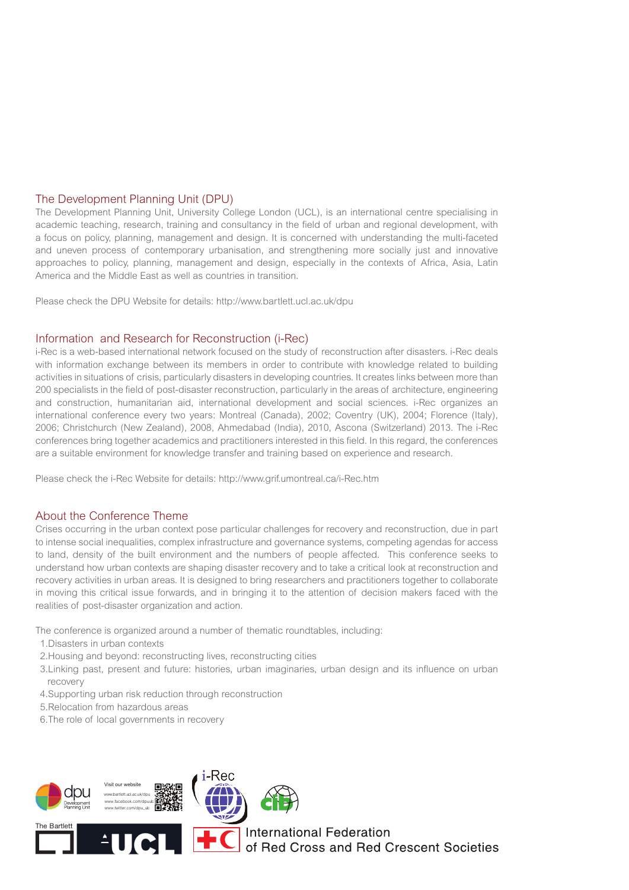## The Development Planning Unit (DPU)

The Development Planning Unit, University College London (UCL), is an international centre specialising in academic teaching, research, training and consultancy in the field of urban and regional development, with a focus on policy, planning, management and design. It is concerned with understanding the multi-faceted and uneven process of contemporary urbanisation, and strengthening more socially just and innovative approaches to policy, planning, management and design, especially in the contexts of Africa, Asia, Latin America and the Middle East as well as countries in transition.

Please check the DPU Website for details: http://www.bartlett.ucl.ac.uk/dpu

## Information and Research for Reconstruction (i-Rec)

i-Rec is a web-based international network focused on the study of reconstruction after disasters. i-Rec deals with information exchange between its members in order to contribute with knowledge related to building activities in situations of crisis, particularly disasters in developing countries. It creates links between more than 200 specialists in the field of post-disaster reconstruction, particularly in the areas of architecture, engineering and construction, humanitarian aid, international development and social sciences. i-Rec organizes an international conference every two years: Montreal (Canada), 2002; Coventry (UK), 2004; Florence (Italy), 2006; Christchurch (New Zealand), 2008, Ahmedabad (India), 2010, Ascona (Switzerland) 2013. The i-Rec conferences bring together academics and practitioners interested in this field. In this regard, the conferences are a suitable environment for knowledge transfer and training based on experience and research.

Please check the i-Rec Website for details: http://www.grif.umontreal.ca/i-Rec.htm

## About the Conference Theme

Crises occurring in the urban context pose particular challenges for recovery and reconstruction, due in part to intense social inequalities, complex infrastructure and governance systems, competing agendas for access to land, density of the built environment and the numbers of people affected. This conference seeks to understand how urban contexts are shaping disaster recovery and to take a critical look at reconstruction and recovery activities in urban areas. It is designed to bring researchers and practitioners together to collaborate in moving this critical issue forwards, and in bringing it to the attention of decision makers faced with the realities of post-disaster organization and action.

The conference is organized around a number of thematic roundtables, including:

1. Disasters in urban contexts
2. Housing and beyond: reconstructing lives, reconstructing cities
3. Linking past, present and future: histories, urban imaginaries, urban design and its influence on urban recovery
4. Supporting urban risk reduction through reconstruction
5. Relocation from hazardous areas
6. The role of local governments in recovery

dpu Development Planning Unit

Visit our website
www.bartlett.ucl.ac.uk/dpu
www.facebook.com/dpuucl
www.twitter.com/dpu_ucl

i-Rec

cib

The Bartlett

UCL

International Federation of Red Cross and Red Crescent Societies